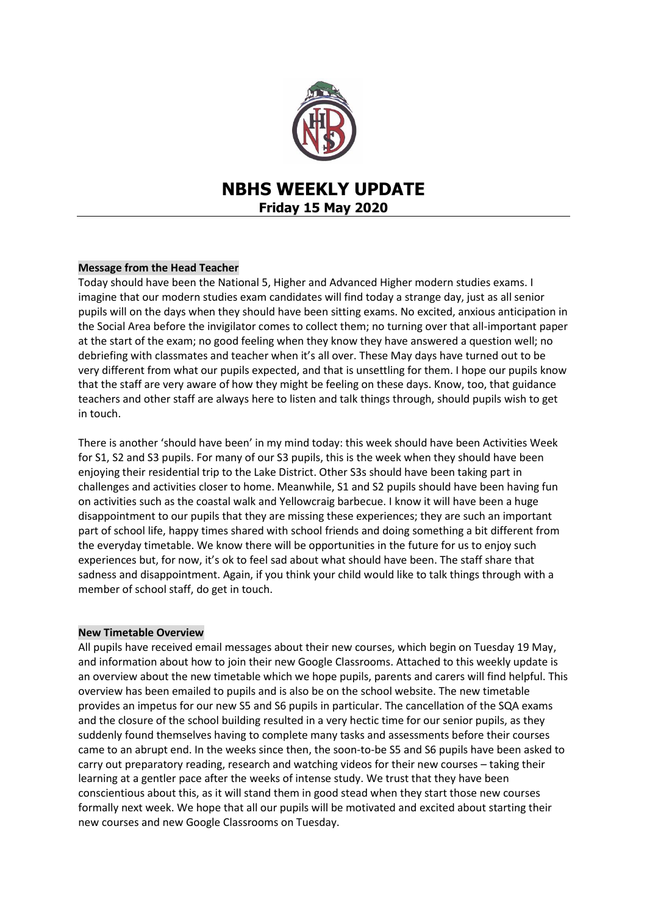# NBHS WEEKLY UPDATE
## Friday 15 May 2020

### Message from the Head Teacher

Today should have been the National 5, Higher and Advanced Higher modern studies exams. I imagine that our modern studies exam candidates will find today a strange day, just as all senior pupils will on the days when they should have been sitting exams. No excited, anxious anticipation in the Social Area before the invigilator comes to collect them; no turning over that all-important paper at the start of the exam; no good feeling when they know they have answered a question well; no debriefing with classmates and teacher when it's all over. These May days have turned out to be very different from what our pupils expected, and that is unsettling for them. I hope our pupils know that the staff are very aware of how they might be feeling on these days. Know, too, that guidance teachers and other staff are always here to listen and talk things through, should pupils wish to get in touch.

There is another 'should have been' in my mind today: this week should have been Activities Week for S1, S2 and S3 pupils. For many of our S3 pupils, this is the week when they should have been enjoying their residential trip to the Lake District. Other S3s should have been taking part in challenges and activities closer to home. Meanwhile, S1 and S2 pupils should have been having fun on activities such as the coastal walk and Yellowcraig barbecue. I know it will have been a huge disappointment to our pupils that they are missing these experiences; they are such an important part of school life, happy times shared with school friends and doing something a bit different from the everyday timetable. We know there will be opportunities in the future for us to enjoy such experiences but, for now, it's ok to feel sad about what should have been. The staff share that sadness and disappointment. Again, if you think your child would like to talk things through with a member of school staff, do get in touch.

### New Timetable Overview

All pupils have received email messages about their new courses, which begin on Tuesday 19 May, and information about how to join their new Google Classrooms. Attached to this weekly update is an overview about the new timetable which we hope pupils, parents and carers will find helpful. This overview has been emailed to pupils and is also be on the school website. The new timetable provides an impetus for our new S5 and S6 pupils in particular. The cancellation of the SQA exams and the closure of the school building resulted in a very hectic time for our senior pupils, as they suddenly found themselves having to complete many tasks and assessments before their courses came to an abrupt end. In the weeks since then, the soon-to-be S5 and S6 pupils have been asked to carry out preparatory reading, research and watching videos for their new courses – taking their learning at a gentler pace after the weeks of intense study. We trust that they have been conscientious about this, as it will stand them in good stead when they start those new courses formally next week. We hope that all our pupils will be motivated and excited about starting their new courses and new Google Classrooms on Tuesday.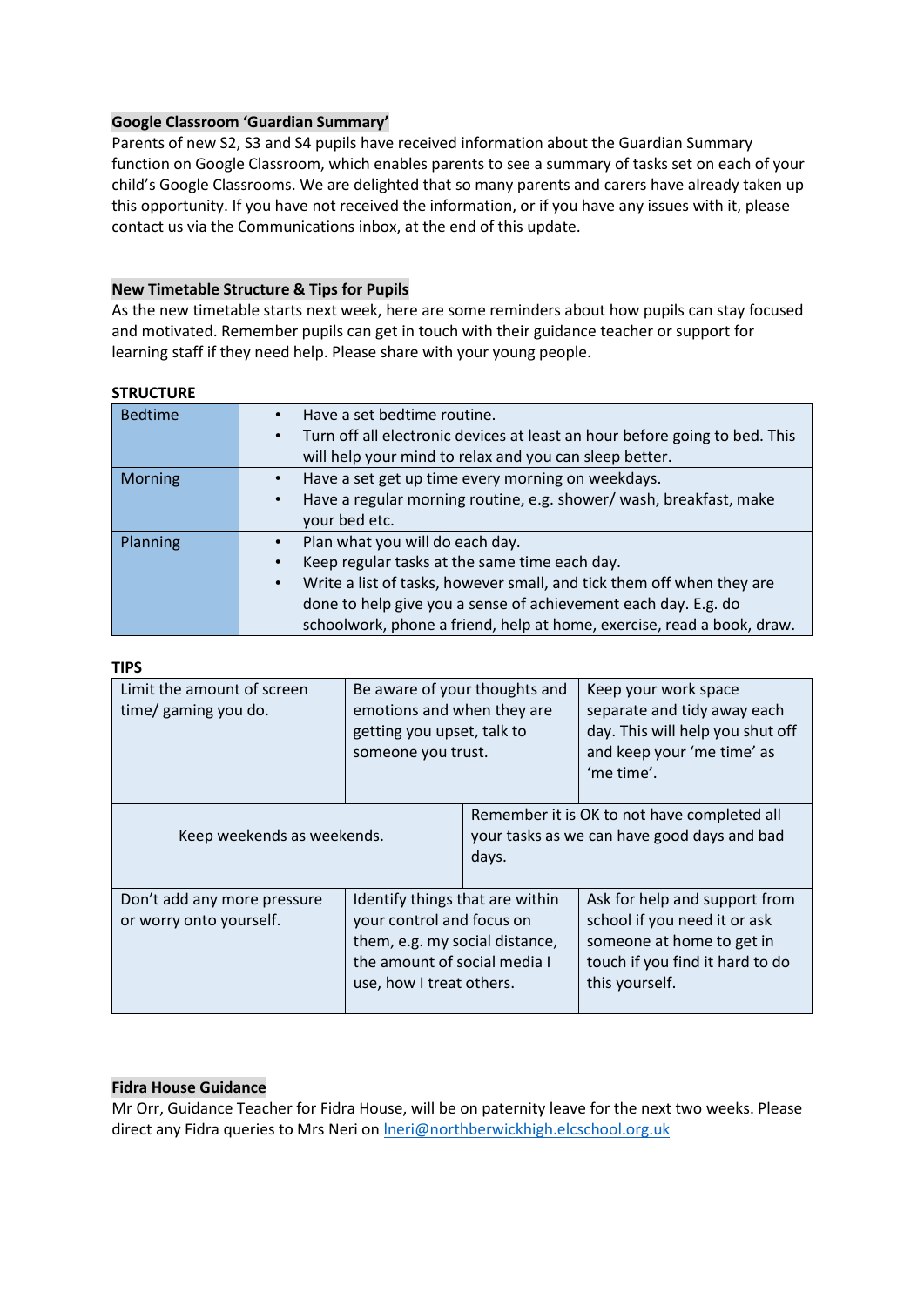**Google Classroom 'Guardian Summary'**

Parents of new S2, S3 and S4 pupils have received information about the Guardian Summary function on Google Classroom, which enables parents to see a summary of tasks set on each of your child's Google Classrooms. We are delighted that so many parents and carers have already taken up this opportunity. If you have not received the information, or if you have any issues with it, please contact us via the Communications inbox, at the end of this update.

**New Timetable Structure & Tips for Pupils**

As the new timetable starts next week, here are some reminders about how pupils can stay focused and motivated. Remember pupils can get in touch with their guidance teacher or support for learning staff if they need help. Please share with your young people.

**STRUCTURE**

| | |
|---|---|
| Bedtime | • Have a set bedtime routine.<br>• Turn off all electronic devices at least an hour before going to bed. This will help your mind to relax and you can sleep better. |
| Morning | • Have a set get up time every morning on weekdays.<br>• Have a regular morning routine, e.g. shower/ wash, breakfast, make your bed etc. |
| Planning | • Plan what you will do each day.<br>• Keep regular tasks at the same time each day.<br>• Write a list of tasks, however small, and tick them off when they are done to help give you a sense of achievement each day. E.g. do schoolwork, phone a friend, help at home, exercise, read a book, draw. |

**TIPS**

| | | |
|---|---|---|
| Limit the amount of screen time/ gaming you do. | Be aware of your thoughts and emotions and when they are getting you upset, talk to someone you trust. | Keep your work space separate and tidy away each day. This will help you shut off and keep your 'me time' as 'me time'. |
| Keep weekends as weekends. | Remember it is OK to not have completed all your tasks as we can have good days and bad days. | |
| Don't add any more pressure or worry onto yourself. | Identify things that are within your control and focus on them, e.g. my social distance, the amount of social media I use, how I treat others. | Ask for help and support from school if you need it or ask someone at home to get in touch if you find it hard to do this yourself. |

**Fidra House Guidance**

Mr Orr, Guidance Teacher for Fidra House, will be on paternity leave for the next two weeks. Please direct any Fidra queries to Mrs Neri on lneri@northberwickhigh.elcschool.org.uk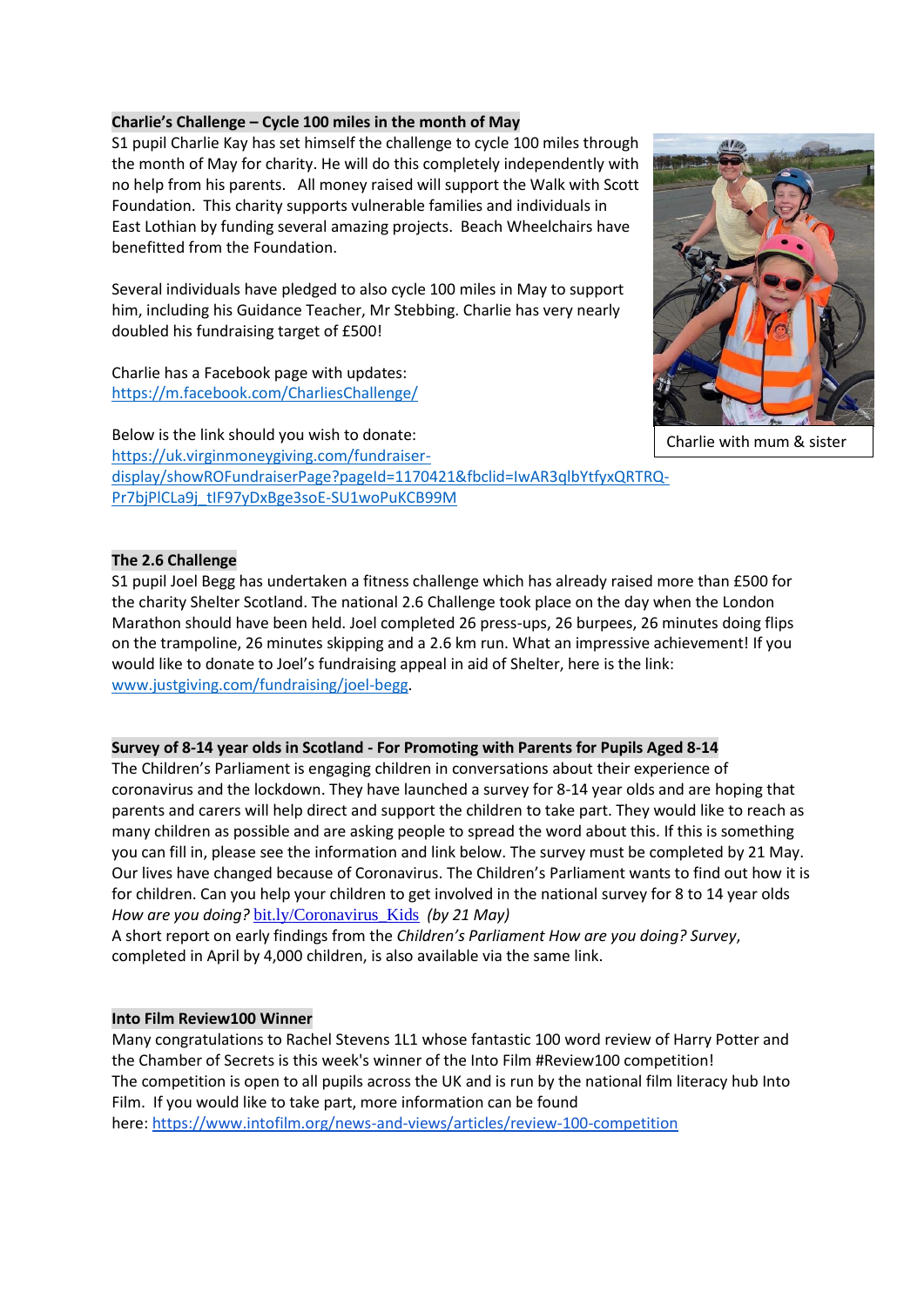**Charlie's Challenge – Cycle 100 miles in the month of May**

S1 pupil Charlie Kay has set himself the challenge to cycle 100 miles through the month of May for charity. He will do this completely independently with no help from his parents. All money raised will support the Walk with Scott Foundation. This charity supports vulnerable families and individuals in East Lothian by funding several amazing projects. Beach Wheelchairs have benefitted from the Foundation.

Several individuals have pledged to also cycle 100 miles in May to support him, including his Guidance Teacher, Mr Stebbing. Charlie has very nearly doubled his fundraising target of £500!

Charlie has a Facebook page with updates:
https://m.facebook.com/CharliesChallenge/

Below is the link should you wish to donate:
https://uk.virginmoneygiving.com/fundraiser-display/showROFundraiserPage?pageId=1170421&fbclid=IwAR3qlbYtfyxQRTRQ-Pr7bjPlCLa9j_tIF97yDxBge3soE-SU1woPuKCB99M

Charlie with mum & sister

**The 2.6 Challenge**

S1 pupil Joel Begg has undertaken a fitness challenge which has already raised more than £500 for the charity Shelter Scotland. The national 2.6 Challenge took place on the day when the London Marathon should have been held. Joel completed 26 press-ups, 26 burpees, 26 minutes doing flips on the trampoline, 26 minutes skipping and a 2.6 km run. What an impressive achievement! If you would like to donate to Joel's fundraising appeal in aid of Shelter, here is the link: www.justgiving.com/fundraising/joel-begg.

**Survey of 8-14 year olds in Scotland - For Promoting with Parents for Pupils Aged 8-14**

The Children's Parliament is engaging children in conversations about their experience of coronavirus and the lockdown. They have launched a survey for 8-14 year olds and are hoping that parents and carers will help direct and support the children to take part. They would like to reach as many children as possible and are asking people to spread the word about this. If this is something you can fill in, please see the information and link below. The survey must be completed by 21 May. Our lives have changed because of Coronavirus. The Children's Parliament wants to find out how it is for children. Can you help your children to get involved in the national survey for 8 to 14 year olds *How are you doing?* bit.ly/Coronavirus_Kids *(by 21 May)*
A short report on early findings from the *Children's Parliament How are you doing? Survey*, completed in April by 4,000 children, is also available via the same link.

**Into Film Review100 Winner**

Many congratulations to Rachel Stevens 1L1 whose fantastic 100 word review of Harry Potter and the Chamber of Secrets is this week's winner of the Into Film #Review100 competition!
The competition is open to all pupils across the UK and is run by the national film literacy hub Into Film. If you would like to take part, more information can be found here: https://www.intofilm.org/news-and-views/articles/review-100-competition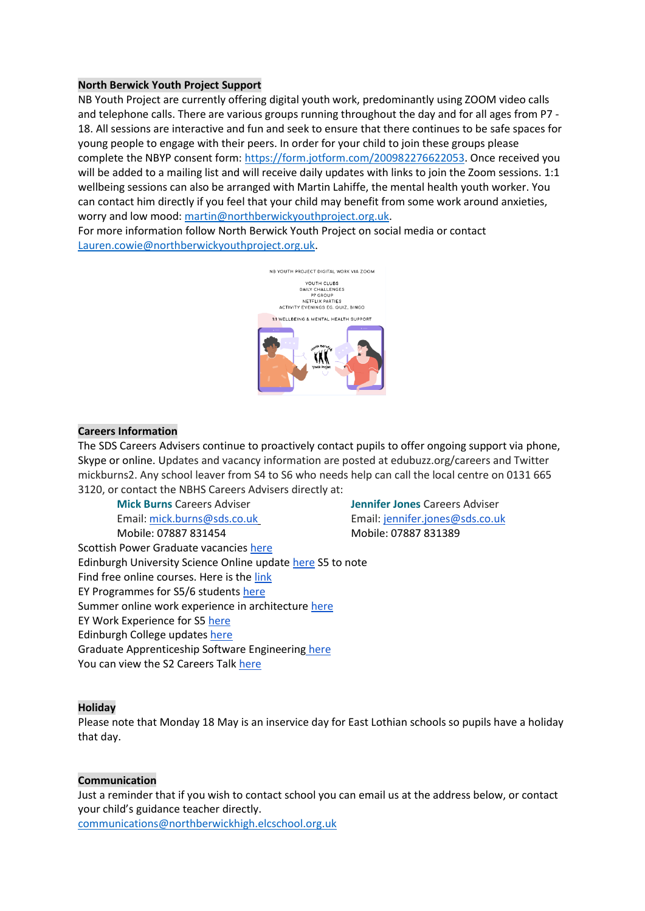**North Berwick Youth Project Support**

NB Youth Project are currently offering digital youth work, predominantly using ZOOM video calls and telephone calls. There are various groups running throughout the day and for all ages from P7 - 18. All sessions are interactive and fun and seek to ensure that there continues to be safe spaces for young people to engage with their peers. In order for your child to join these groups please complete the NBYP consent form: https://form.jotform.com/200982276622053. Once received you will be added to a mailing list and will receive daily updates with links to join the Zoom sessions. 1:1 wellbeing sessions can also be arranged with Martin Lahiffe, the mental health youth worker. You can contact him directly if you feel that your child may benefit from some work around anxieties, worry and low mood: martin@northberwickyouthproject.org.uk.

For more information follow North Berwick Youth Project on social media or contact Lauren.cowie@northberwickyouthproject.org.uk.

**Careers Information**

The SDS Careers Advisers continue to proactively contact pupils to offer ongoing support via phone, Skype or online. Updates and vacancy information are posted at edubuzz.org/careers and Twitter mickburns2. Any school leaver from S4 to S6 who needs help can call the local centre on 0131 665 3120, or contact the NBHS Careers Advisers directly at:

**Mick Burns** Careers Adviser
Email: mick.burns@sds.co.uk
Mobile: 07887 831454

**Jennifer Jones** Careers Adviser
Email: jennifer.jones@sds.co.uk
Mobile: 07887 831389

Scottish Power Graduate vacancies here
Edinburgh University Science Online update here S5 to note
Find free online courses. Here is the link
EY Programmes for S5/6 students here
Summer online work experience in architecture here
EY Work Experience for S5 here
Edinburgh College updates here
Graduate Apprenticeship Software Engineering here
You can view the S2 Careers Talk here

**Holiday**

Please note that Monday 18 May is an inservice day for East Lothian schools so pupils have a holiday that day.

**Communication**

Just a reminder that if you wish to contact school you can email us at the address below, or contact your child's guidance teacher directly.
communications@northberwickhigh.elcschool.org.uk